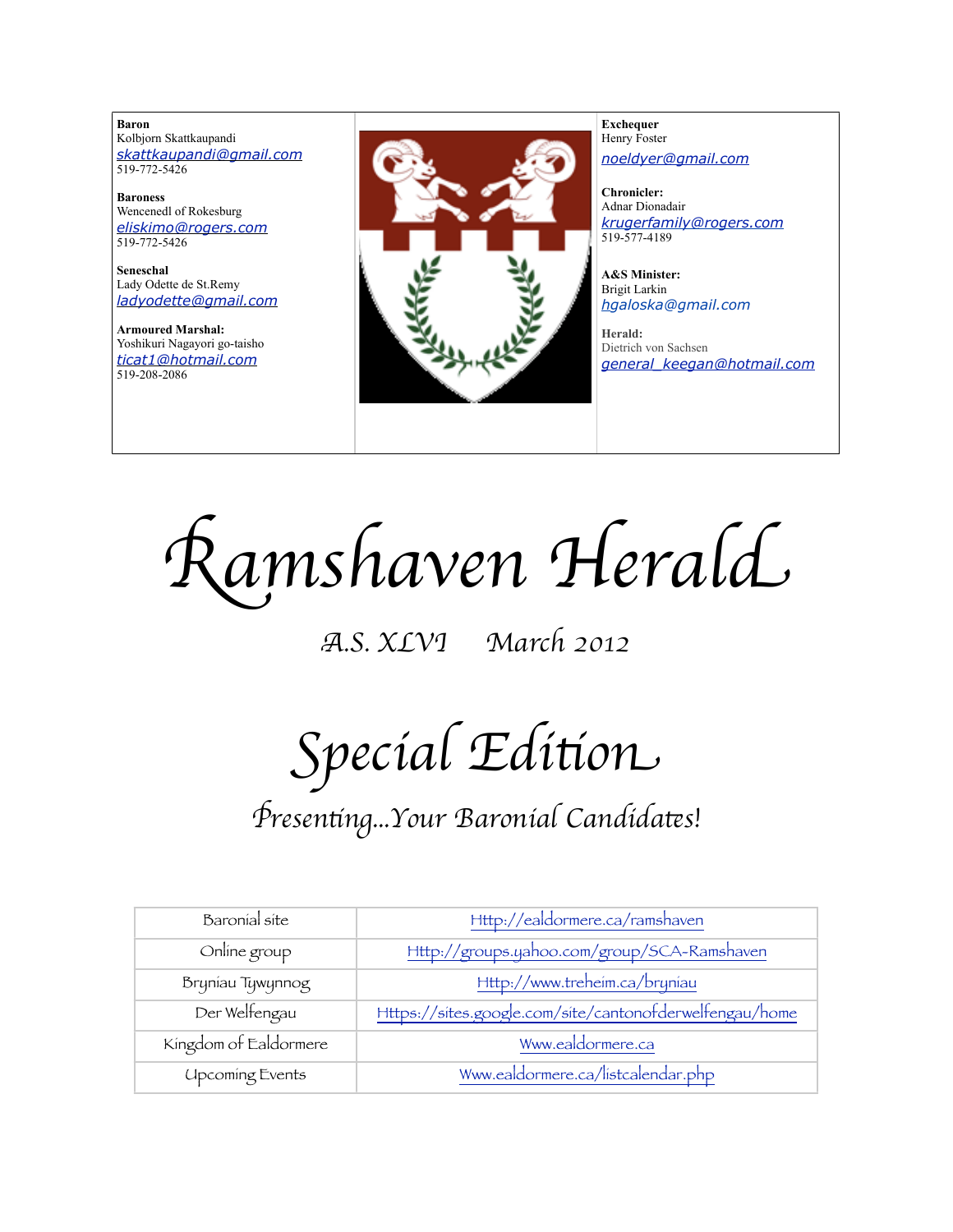**Baron**
Kolbjorn Skattkaupandi
skattkaupandi@gmail.com
519-772-5426

**Baroness**
Wencenedl of Rokesburg
eliskimo@rogers.com
519-772-5426

**Seneschal**
Lady Odette de St.Remy
ladyodette@gmail.com

**Armoured Marshal:**
Yoshikuri Nagayori go-taisho
ticat1@hotmail.com
519-208-2086

**Exchequer**
Henry Foster
noeldyer@gmail.com

**Chronicler:**
Adnar Dionadair
krugerfamily@rogers.com
519-577-4189

**A&S Minister:**
Brigit Larkin
hgaloska@gmail.com

**Herald:**
Dietrich von Sachsen
general_keegan@hotmail.com

# Ramshaven Herald

*A.S. XLVI March 2012*

# Special Edition

## Presenting...Your Baronial Candidates!

| Baronial site | Http://ealdormere.ca/ramshaven |
|---|---|
| Online group | Http://groups.yahoo.com/group/SCA-Ramshaven |
| Bryniau Tywynnog | Http://www.treheim.ca/bryniau |
| Der Welfengau | Https://sites.google.com/site/cantonofderwelfengau/home |
| Kingdom of Ealdormere | Www.ealdormere.ca |
| Upcoming Events | Www.ealdormere.ca/listcalendar.php |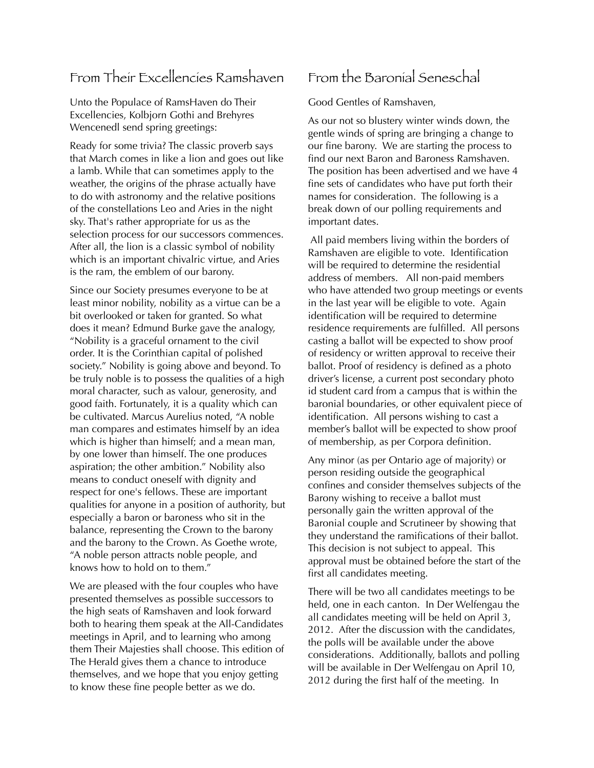## From Their Excellencies Ramshaven

Unto the Populace of RamsHaven do Their Excellencies, Kolbjorn Gothi and Brehyres Wencenedl send spring greetings:

Ready for some trivia? The classic proverb says that March comes in like a lion and goes out like a lamb. While that can sometimes apply to the weather, the origins of the phrase actually have to do with astronomy and the relative positions of the constellations Leo and Aries in the night sky. That's rather appropriate for us as the selection process for our successors commences. After all, the lion is a classic symbol of nobility which is an important chivalric virtue, and Aries is the ram, the emblem of our barony.

Since our Society presumes everyone to be at least minor nobility, nobility as a virtue can be a bit overlooked or taken for granted. So what does it mean? Edmund Burke gave the analogy, "Nobility is a graceful ornament to the civil order. It is the Corinthian capital of polished society." Nobility is going above and beyond. To be truly noble is to possess the qualities of a high moral character, such as valour, generosity, and good faith. Fortunately, it is a quality which can be cultivated. Marcus Aurelius noted, "A noble man compares and estimates himself by an idea which is higher than himself; and a mean man, by one lower than himself. The one produces aspiration; the other ambition." Nobility also means to conduct oneself with dignity and respect for one's fellows. These are important qualities for anyone in a position of authority, but especially a baron or baroness who sit in the balance, representing the Crown to the barony and the barony to the Crown. As Goethe wrote, "A noble person attracts noble people, and knows how to hold on to them."

We are pleased with the four couples who have presented themselves as possible successors to the high seats of Ramshaven and look forward both to hearing them speak at the All-Candidates meetings in April, and to learning who among them Their Majesties shall choose. This edition of The Herald gives them a chance to introduce themselves, and we hope that you enjoy getting to know these fine people better as we do.

## From the Baronial Seneschal

Good Gentles of Ramshaven,

As our not so blustery winter winds down, the gentle winds of spring are bringing a change to our fine barony. We are starting the process to find our next Baron and Baroness Ramshaven. The position has been advertised and we have 4 fine sets of candidates who have put forth their names for consideration. The following is a break down of our polling requirements and important dates.

All paid members living within the borders of Ramshaven are eligible to vote. Identification will be required to determine the residential address of members. All non-paid members who have attended two group meetings or events in the last year will be eligible to vote. Again identification will be required to determine residence requirements are fulfilled. All persons casting a ballot will be expected to show proof of residency or written approval to receive their ballot. Proof of residency is defined as a photo driver's license, a current post secondary photo id student card from a campus that is within the baronial boundaries, or other equivalent piece of identification. All persons wishing to cast a member's ballot will be expected to show proof of membership, as per Corpora definition.

Any minor (as per Ontario age of majority) or person residing outside the geographical confines and consider themselves subjects of the Barony wishing to receive a ballot must personally gain the written approval of the Baronial couple and Scrutineer by showing that they understand the ramifications of their ballot. This decision is not subject to appeal. This approval must be obtained before the start of the first all candidates meeting.

There will be two all candidates meetings to be held, one in each canton. In Der Welfengau the all candidates meeting will be held on April 3, 2012. After the discussion with the candidates, the polls will be available under the above considerations. Additionally, ballots and polling will be available in Der Welfengau on April 10, 2012 during the first half of the meeting. In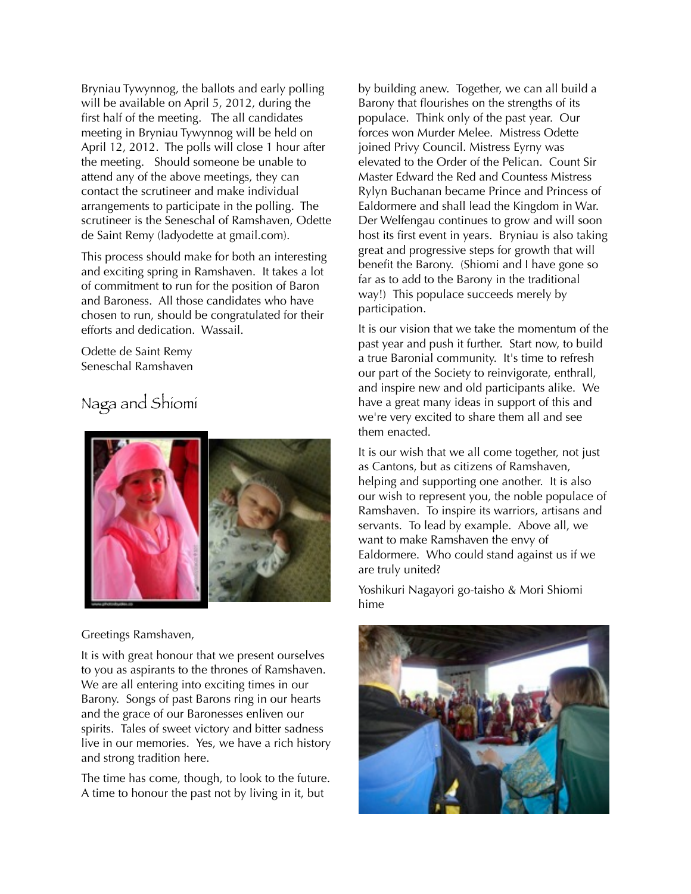Bryniau Tywynnog, the ballots and early polling will be available on April 5, 2012, during the first half of the meeting. The all candidates meeting in Bryniau Tywynnog will be held on April 12, 2012. The polls will close 1 hour after the meeting. Should someone be unable to attend any of the above meetings, they can contact the scrutineer and make individual arrangements to participate in the polling. The scrutineer is the Seneschal of Ramshaven, Odette de Saint Remy (ladyodette at gmail.com).

This process should make for both an interesting and exciting spring in Ramshaven. It takes a lot of commitment to run for the position of Baron and Baroness. All those candidates who have chosen to run, should be congratulated for their efforts and dedication. Wassail.

Odette de Saint Remy
Seneschal Ramshaven

## Naga and Shiomi

Greetings Ramshaven,

It is with great honour that we present ourselves to you as aspirants to the thrones of Ramshaven. We are all entering into exciting times in our Barony. Songs of past Barons ring in our hearts and the grace of our Baronesses enliven our spirits. Tales of sweet victory and bitter sadness live in our memories. Yes, we have a rich history and strong tradition here.

The time has come, though, to look to the future. A time to honour the past not by living in it, but by building anew. Together, we can all build a Barony that flourishes on the strengths of its populace. Think only of the past year. Our forces won Murder Melee. Mistress Odette joined Privy Council. Mistress Eyrny was elevated to the Order of the Pelican. Count Sir Master Edward the Red and Countess Mistress Rylyn Buchanan became Prince and Princess of Ealdormere and shall lead the Kingdom in War. Der Welfengau continues to grow and will soon host its first event in years. Bryniau is also taking great and progressive steps for growth that will benefit the Barony. (Shiomi and I have gone so far as to add to the Barony in the traditional way!) This populace succeeds merely by participation.

It is our vision that we take the momentum of the past year and push it further. Start now, to build a true Baronial community. It's time to refresh our part of the Society to reinvigorate, enthrall, and inspire new and old participants alike. We have a great many ideas in support of this and we're very excited to share them all and see them enacted.

It is our wish that we all come together, not just as Cantons, but as citizens of Ramshaven, helping and supporting one another. It is also our wish to represent you, the noble populace of Ramshaven. To inspire its warriors, artisans and servants. To lead by example. Above all, we want to make Ramshaven the envy of Ealdormere. Who could stand against us if we are truly united?

Yoshikuri Nagayori go-taisho & Mori Shiomi hime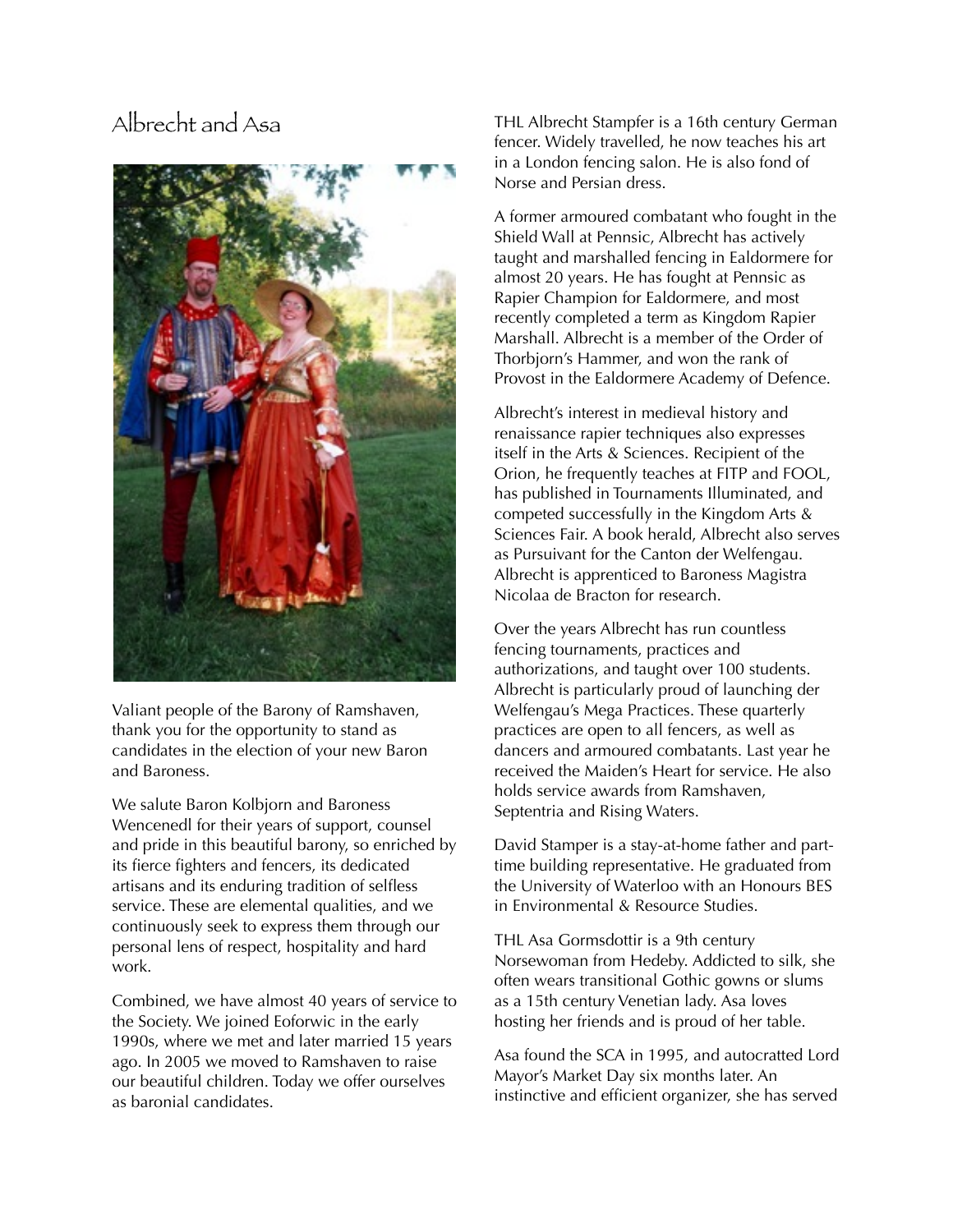# Albrecht and Asa

Valiant people of the Barony of Ramshaven, thank you for the opportunity to stand as candidates in the election of your new Baron and Baroness.

We salute Baron Kolbjorn and Baroness Wencenedl for their years of support, counsel and pride in this beautiful barony, so enriched by its fierce fighters and fencers, its dedicated artisans and its enduring tradition of selfless service. These are elemental qualities, and we continuously seek to express them through our personal lens of respect, hospitality and hard work.

Combined, we have almost 40 years of service to the Society. We joined Eoforwic in the early 1990s, where we met and later married 15 years ago. In 2005 we moved to Ramshaven to raise our beautiful children. Today we offer ourselves as baronial candidates.

THL Albrecht Stampfer is a 16th century German fencer. Widely travelled, he now teaches his art in a London fencing salon. He is also fond of Norse and Persian dress.

A former armoured combatant who fought in the Shield Wall at Pennsic, Albrecht has actively taught and marshalled fencing in Ealdormere for almost 20 years. He has fought at Pennsic as Rapier Champion for Ealdormere, and most recently completed a term as Kingdom Rapier Marshall. Albrecht is a member of the Order of Thorbjorn's Hammer, and won the rank of Provost in the Ealdormere Academy of Defence.

Albrecht's interest in medieval history and renaissance rapier techniques also expresses itself in the Arts & Sciences. Recipient of the Orion, he frequently teaches at FITP and FOOL, has published in Tournaments Illuminated, and competed successfully in the Kingdom Arts & Sciences Fair. A book herald, Albrecht also serves as Pursuivant for the Canton der Welfengau. Albrecht is apprenticed to Baroness Magistra Nicolaa de Bracton for research.

Over the years Albrecht has run countless fencing tournaments, practices and authorizations, and taught over 100 students. Albrecht is particularly proud of launching der Welfengau's Mega Practices. These quarterly practices are open to all fencers, as well as dancers and armoured combatants. Last year he received the Maiden's Heart for service. He also holds service awards from Ramshaven, Septentria and Rising Waters.

David Stamper is a stay-at-home father and part-time building representative. He graduated from the University of Waterloo with an Honours BES in Environmental & Resource Studies.

THL Asa Gormsdottir is a 9th century Norsewoman from Hedeby. Addicted to silk, she often wears transitional Gothic gowns or slums as a 15th century Venetian lady. Asa loves hosting her friends and is proud of her table.

Asa found the SCA in 1995, and autocratted Lord Mayor's Market Day six months later. An instinctive and efficient organizer, she has served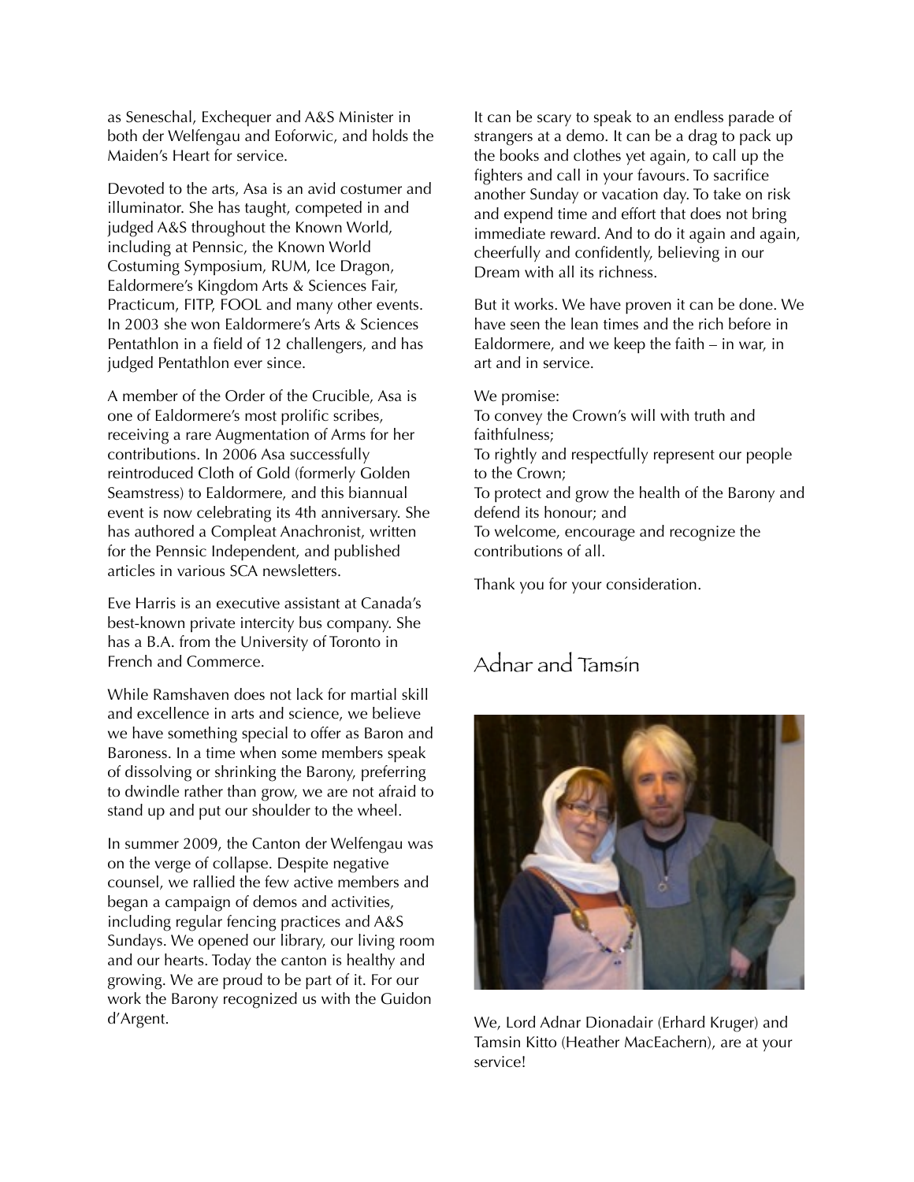as Seneschal, Exchequer and A&S Minister in both der Welfengau and Eoforwic, and holds the Maiden's Heart for service.

Devoted to the arts, Asa is an avid costumer and illuminator. She has taught, competed in and judged A&S throughout the Known World, including at Pennsic, the Known World Costuming Symposium, RUM, Ice Dragon, Ealdormere's Kingdom Arts & Sciences Fair, Practicum, FITP, FOOL and many other events. In 2003 she won Ealdormere's Arts & Sciences Pentathlon in a field of 12 challengers, and has judged Pentathlon ever since.

A member of the Order of the Crucible, Asa is one of Ealdormere's most prolific scribes, receiving a rare Augmentation of Arms for her contributions. In 2006 Asa successfully reintroduced Cloth of Gold (formerly Golden Seamstress) to Ealdormere, and this biannual event is now celebrating its 4th anniversary. She has authored a Compleat Anachronist, written for the Pennsic Independent, and published articles in various SCA newsletters.

Eve Harris is an executive assistant at Canada's best-known private intercity bus company. She has a B.A. from the University of Toronto in French and Commerce.

While Ramshaven does not lack for martial skill and excellence in arts and science, we believe we have something special to offer as Baron and Baroness. In a time when some members speak of dissolving or shrinking the Barony, preferring to dwindle rather than grow, we are not afraid to stand up and put our shoulder to the wheel.

In summer 2009, the Canton der Welfengau was on the verge of collapse. Despite negative counsel, we rallied the few active members and began a campaign of demos and activities, including regular fencing practices and A&S Sundays. We opened our library, our living room and our hearts. Today the canton is healthy and growing. We are proud to be part of it. For our work the Barony recognized us with the Guidon d'Argent.

It can be scary to speak to an endless parade of strangers at a demo. It can be a drag to pack up the books and clothes yet again, to call up the fighters and call in your favours. To sacrifice another Sunday or vacation day. To take on risk and expend time and effort that does not bring immediate reward. And to do it again and again, cheerfully and confidently, believing in our Dream with all its richness.

But it works. We have proven it can be done. We have seen the lean times and the rich before in Ealdormere, and we keep the faith – in war, in art and in service.

We promise:
To convey the Crown's will with truth and faithfulness;
To rightly and respectfully represent our people to the Crown;
To protect and grow the health of the Barony and defend its honour; and
To welcome, encourage and recognize the contributions of all.

Thank you for your consideration.

## Adnar and Tamsin

We, Lord Adnar Dionadair (Erhard Kruger) and Tamsin Kitto (Heather MacEachern), are at your service!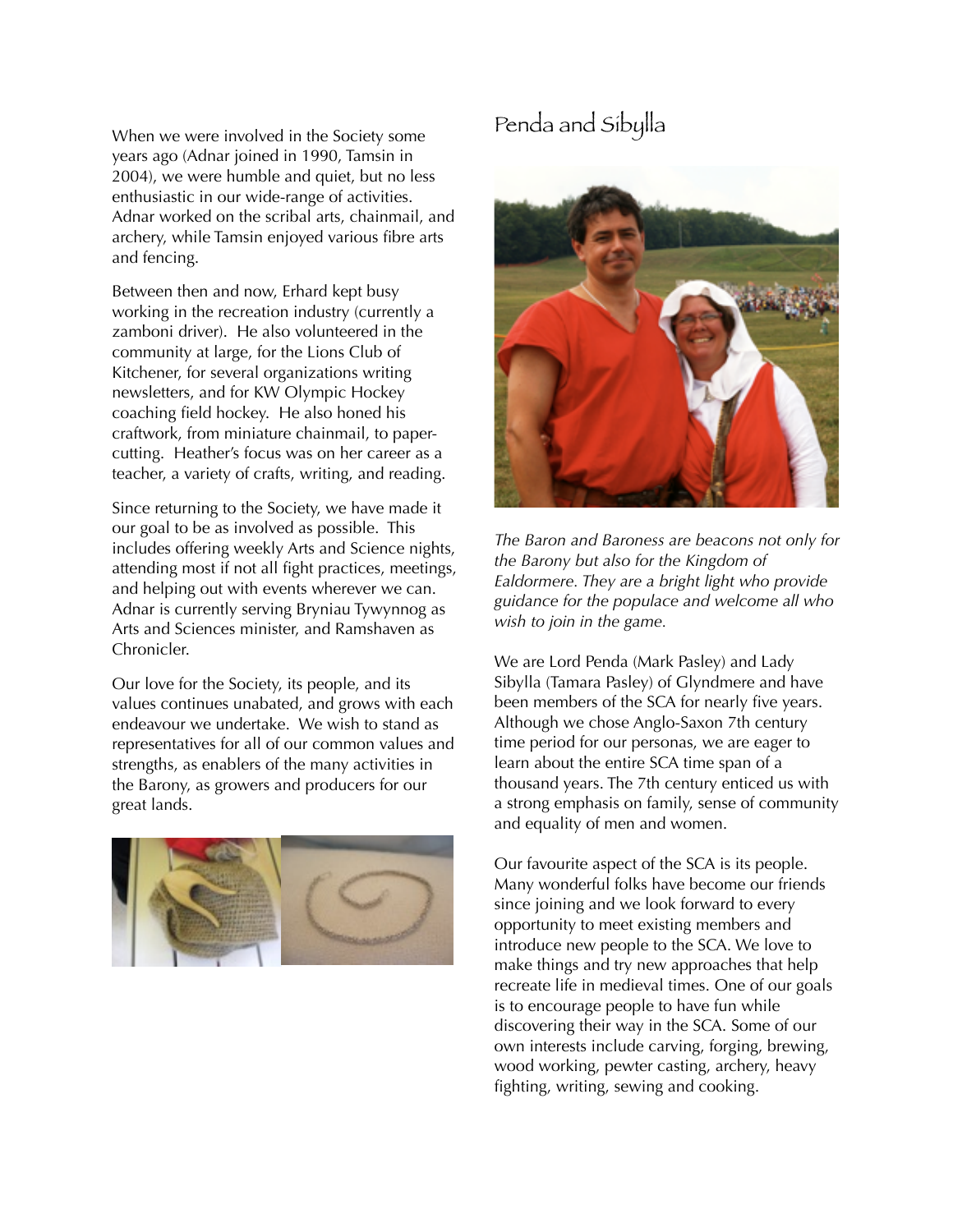When we were involved in the Society some years ago (Adnar joined in 1990, Tamsin in 2004), we were humble and quiet, but no less enthusiastic in our wide-range of activities. Adnar worked on the scribal arts, chainmail, and archery, while Tamsin enjoyed various fibre arts and fencing.

Between then and now, Erhard kept busy working in the recreation industry (currently a zamboni driver). He also volunteered in the community at large, for the Lions Club of Kitchener, for several organizations writing newsletters, and for KW Olympic Hockey coaching field hockey. He also honed his craftwork, from miniature chainmail, to paper-cutting. Heather's focus was on her career as a teacher, a variety of crafts, writing, and reading.

Since returning to the Society, we have made it our goal to be as involved as possible. This includes offering weekly Arts and Science nights, attending most if not all fight practices, meetings, and helping out with events wherever we can. Adnar is currently serving Bryniau Tywynnog as Arts and Sciences minister, and Ramshaven as Chronicler.

Our love for the Society, its people, and its values continues unabated, and grows with each endeavour we undertake. We wish to stand as representatives for all of our common values and strengths, as enablers of the many activities in the Barony, as growers and producers for our great lands.

## Penda and Sibylla

*The Baron and Baroness are beacons not only for the Barony but also for the Kingdom of Ealdormere. They are a bright light who provide guidance for the populace and welcome all who wish to join in the game.*

We are Lord Penda (Mark Pasley) and Lady Sibylla (Tamara Pasley) of Glyndmere and have been members of the SCA for nearly five years. Although we chose Anglo-Saxon 7th century time period for our personas, we are eager to learn about the entire SCA time span of a thousand years. The 7th century enticed us with a strong emphasis on family, sense of community and equality of men and women.

Our favourite aspect of the SCA is its people. Many wonderful folks have become our friends since joining and we look forward to every opportunity to meet existing members and introduce new people to the SCA. We love to make things and try new approaches that help recreate life in medieval times. One of our goals is to encourage people to have fun while discovering their way in the SCA. Some of our own interests include carving, forging, brewing, wood working, pewter casting, archery, heavy fighting, writing, sewing and cooking.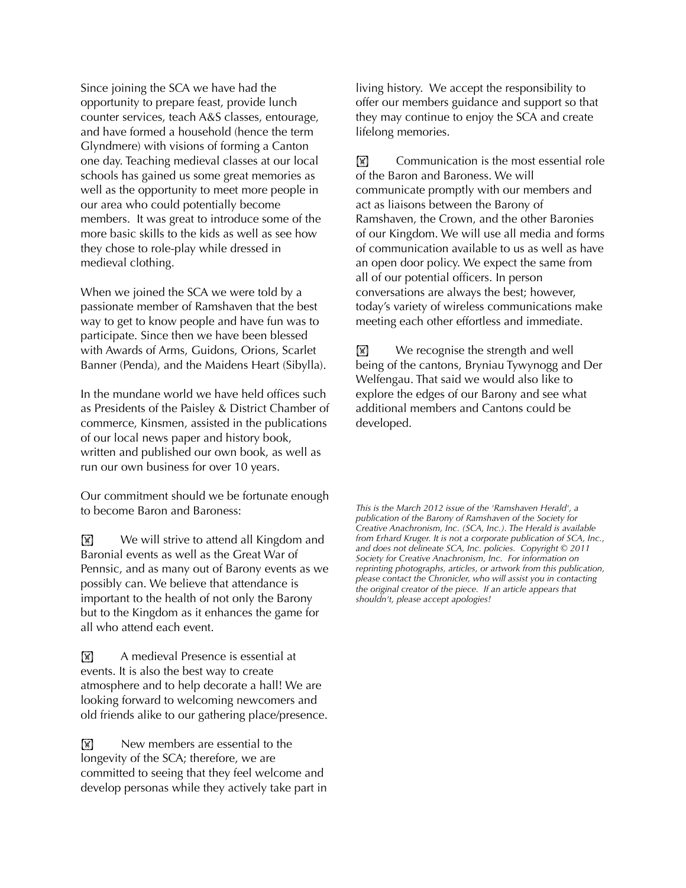Since joining the SCA we have had the opportunity to prepare feast, provide lunch counter services, teach A&S classes, entourage, and have formed a household (hence the term Glyndmere) with visions of forming a Canton one day. Teaching medieval classes at our local schools has gained us some great memories as well as the opportunity to meet more people in our area who could potentially become members. It was great to introduce some of the more basic skills to the kids as well as see how they chose to role-play while dressed in medieval clothing.

When we joined the SCA we were told by a passionate member of Ramshaven that the best way to get to know people and have fun was to participate. Since then we have been blessed with Awards of Arms, Guidons, Orions, Scarlet Banner (Penda), and the Maidens Heart (Sibylla).

In the mundane world we have held offices such as Presidents of the Paisley & District Chamber of commerce, Kinsmen, assisted in the publications of our local news paper and history book, written and published our own book, as well as run our own business for over 10 years.

Our commitment should we be fortunate enough to become Baron and Baroness:

- We will strive to attend all Kingdom and Baronial events as well as the Great War of Pennsic, and as many out of Barony events as we possibly can. We believe that attendance is important to the health of not only the Barony but to the Kingdom as it enhances the game for all who attend each event.

- A medieval Presence is essential at events. It is also the best way to create atmosphere and to help decorate a hall! We are looking forward to welcoming newcomers and old friends alike to our gathering place/presence.

- New members are essential to the longevity of the SCA; therefore, we are committed to seeing that they feel welcome and develop personas while they actively take part in living history. We accept the responsibility to offer our members guidance and support so that they may continue to enjoy the SCA and create lifelong memories.

- Communication is the most essential role of the Baron and Baroness. We will communicate promptly with our members and act as liaisons between the Barony of Ramshaven, the Crown, and the other Baronies of our Kingdom. We will use all media and forms of communication available to us as well as have an open door policy. We expect the same from all of our potential officers. In person conversations are always the best; however, today's variety of wireless communications make meeting each other effortless and immediate.

- We recognise the strength and well being of the cantons, Bryniau Tywynogg and Der Welfengau. That said we would also like to explore the edges of our Barony and see what additional members and Cantons could be developed.

*This is the March 2012 issue of the 'Ramshaven Herald', a publication of the Barony of Ramshaven of the Society for Creative Anachronism, Inc. (SCA, Inc.). The Herald is available from Erhard Kruger. It is not a corporate publication of SCA, Inc., and does not delineate SCA, Inc. policies. Copyright © 2011 Society for Creative Anachronism, Inc. For information on reprinting photographs, articles, or artwork from this publication, please contact the Chronicler, who will assist you in contacting the original creator of the piece. If an article appears that shouldn't, please accept apologies!*